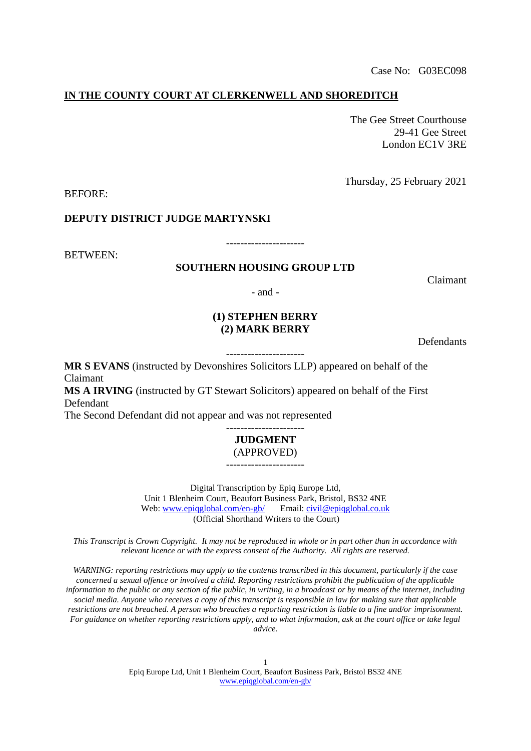Case No: G03EC098

**IN THE COUNTY COURT AT CLERKENWELL AND SHOREDITCH**

The Gee Street Courthouse
29-41 Gee Street
London EC1V 3RE

Thursday, 25 February 2021

BEFORE:

**DEPUTY DISTRICT JUDGE MARTYNSKI**

---------------------

BETWEEN:

**SOUTHERN HOUSING GROUP LTD**

Claimant

- and -

**(1) STEPHEN BERRY**
**(2) MARK BERRY**

Defendants

---------------------

**MR S EVANS** (instructed by Devonshires Solicitors LLP) appeared on behalf of the Claimant
**MS A IRVING** (instructed by GT Stewart Solicitors) appeared on behalf of the First Defendant
The Second Defendant did not appear and was not represented

---------------------

**JUDGMENT**
(APPROVED)

---------------------

Digital Transcription by Epiq Europe Ltd,
Unit 1 Blenheim Court, Beaufort Business Park, Bristol, BS32 4NE
Web: www.epiqglobal.com/en-gb/ Email: civil@epiqglobal.co.uk
(Official Shorthand Writers to the Court)

*This Transcript is Crown Copyright. It may not be reproduced in whole or in part other than in accordance with relevant licence or with the express consent of the Authority. All rights are reserved.*

*WARNING: reporting restrictions may apply to the contents transcribed in this document, particularly if the case concerned a sexual offence or involved a child. Reporting restrictions prohibit the publication of the applicable information to the public or any section of the public, in writing, in a broadcast or by means of the internet, including social media. Anyone who receives a copy of this transcript is responsible in law for making sure that applicable restrictions are not breached. A person who breaches a reporting restriction is liable to a fine and/or imprisonment. For guidance on whether reporting restrictions apply, and to what information, ask at the court office or take legal advice.*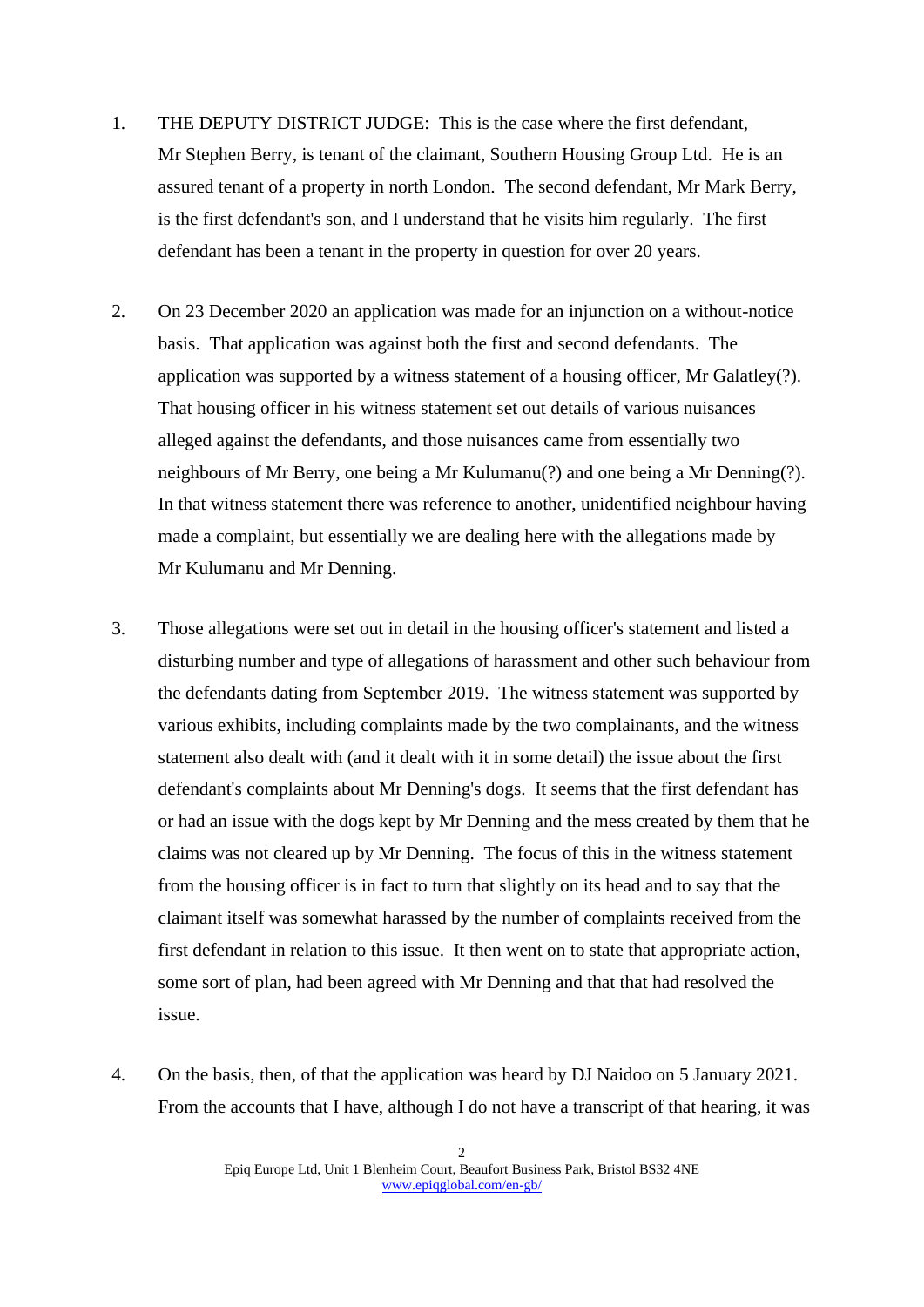1. THE DEPUTY DISTRICT JUDGE: This is the case where the first defendant, Mr Stephen Berry, is tenant of the claimant, Southern Housing Group Ltd. He is an assured tenant of a property in north London. The second defendant, Mr Mark Berry, is the first defendant's son, and I understand that he visits him regularly. The first defendant has been a tenant in the property in question for over 20 years.

2. On 23 December 2020 an application was made for an injunction on a without-notice basis. That application was against both the first and second defendants. The application was supported by a witness statement of a housing officer, Mr Galatley(?). That housing officer in his witness statement set out details of various nuisances alleged against the defendants, and those nuisances came from essentially two neighbours of Mr Berry, one being a Mr Kulumanu(?) and one being a Mr Denning(?). In that witness statement there was reference to another, unidentified neighbour having made a complaint, but essentially we are dealing here with the allegations made by Mr Kulumanu and Mr Denning.

3. Those allegations were set out in detail in the housing officer's statement and listed a disturbing number and type of allegations of harassment and other such behaviour from the defendants dating from September 2019. The witness statement was supported by various exhibits, including complaints made by the two complainants, and the witness statement also dealt with (and it dealt with it in some detail) the issue about the first defendant's complaints about Mr Denning's dogs. It seems that the first defendant has or had an issue with the dogs kept by Mr Denning and the mess created by them that he claims was not cleared up by Mr Denning. The focus of this in the witness statement from the housing officer is in fact to turn that slightly on its head and to say that the claimant itself was somewhat harassed by the number of complaints received from the first defendant in relation to this issue. It then went on to state that appropriate action, some sort of plan, had been agreed with Mr Denning and that that had resolved the issue.

4. On the basis, then, of that the application was heard by DJ Naidoo on 5 January 2021. From the accounts that I have, although I do not have a transcript of that hearing, it was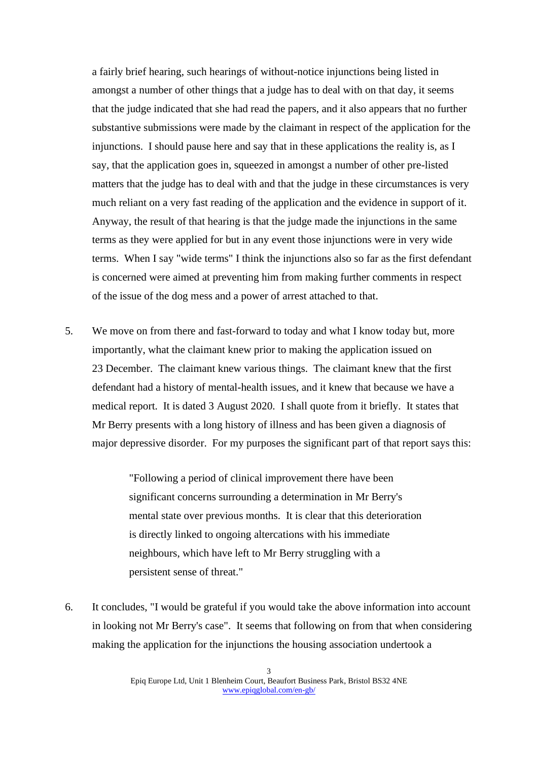a fairly brief hearing, such hearings of without-notice injunctions being listed in amongst a number of other things that a judge has to deal with on that day, it seems that the judge indicated that she had read the papers, and it also appears that no further substantive submissions were made by the claimant in respect of the application for the injunctions. I should pause here and say that in these applications the reality is, as I say, that the application goes in, squeezed in amongst a number of other pre-listed matters that the judge has to deal with and that the judge in these circumstances is very much reliant on a very fast reading of the application and the evidence in support of it. Anyway, the result of that hearing is that the judge made the injunctions in the same terms as they were applied for but in any event those injunctions were in very wide terms. When I say "wide terms" I think the injunctions also so far as the first defendant is concerned were aimed at preventing him from making further comments in respect of the issue of the dog mess and a power of arrest attached to that.

5. We move on from there and fast-forward to today and what I know today but, more importantly, what the claimant knew prior to making the application issued on 23 December. The claimant knew various things. The claimant knew that the first defendant had a history of mental-health issues, and it knew that because we have a medical report. It is dated 3 August 2020. I shall quote from it briefly. It states that Mr Berry presents with a long history of illness and has been given a diagnosis of major depressive disorder. For my purposes the significant part of that report says this:

> "Following a period of clinical improvement there have been significant concerns surrounding a determination in Mr Berry's mental state over previous months. It is clear that this deterioration is directly linked to ongoing altercations with his immediate neighbours, which have left to Mr Berry struggling with a persistent sense of threat."

6. It concludes, "I would be grateful if you would take the above information into account in looking not Mr Berry's case". It seems that following on from that when considering making the application for the injunctions the housing association undertook a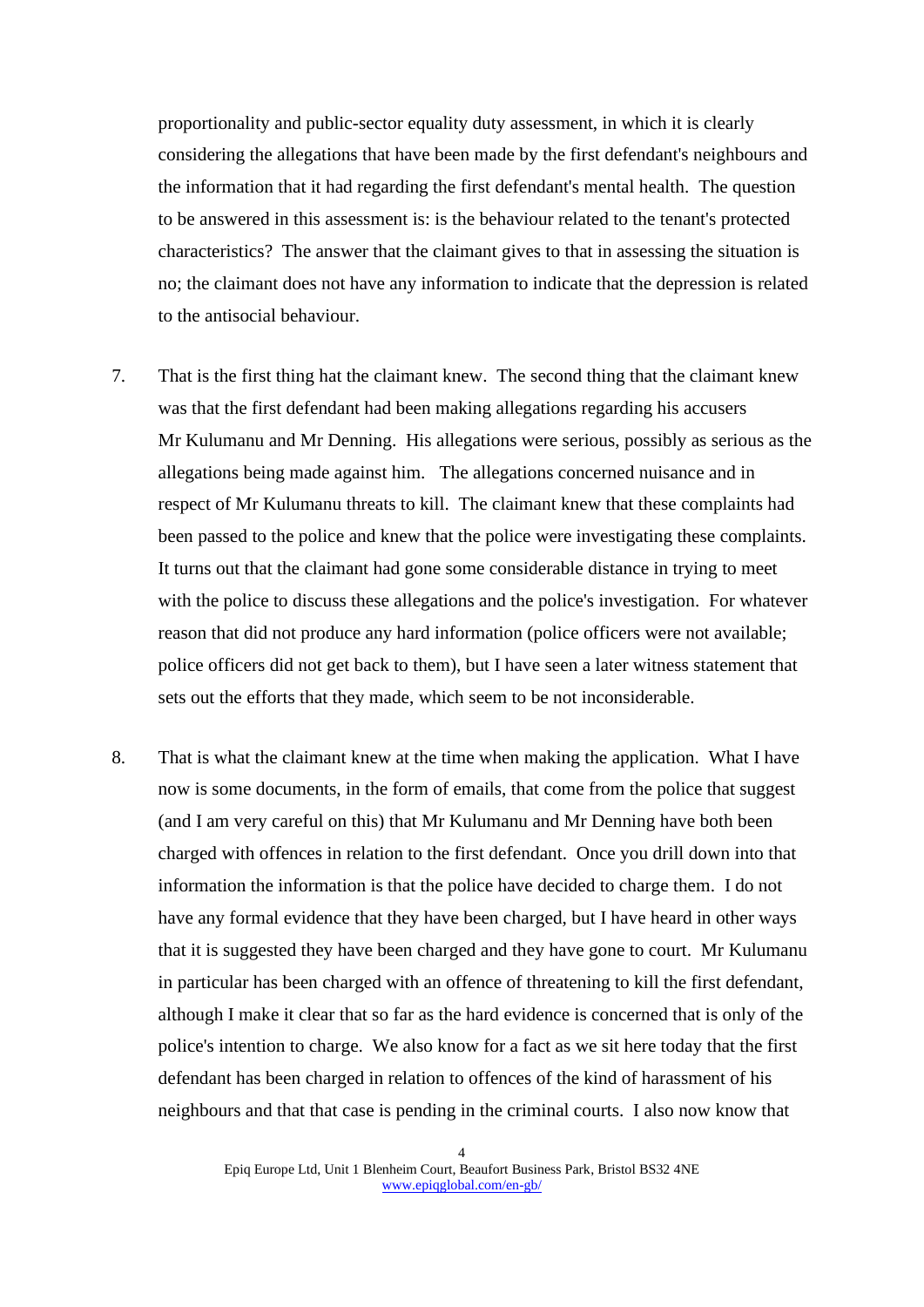proportionality and public-sector equality duty assessment, in which it is clearly considering the allegations that have been made by the first defendant's neighbours and the information that it had regarding the first defendant's mental health. The question to be answered in this assessment is: is the behaviour related to the tenant's protected characteristics? The answer that the claimant gives to that in assessing the situation is no; the claimant does not have any information to indicate that the depression is related to the antisocial behaviour.

7. That is the first thing hat the claimant knew. The second thing that the claimant knew was that the first defendant had been making allegations regarding his accusers Mr Kulumanu and Mr Denning. His allegations were serious, possibly as serious as the allegations being made against him. The allegations concerned nuisance and in respect of Mr Kulumanu threats to kill. The claimant knew that these complaints had been passed to the police and knew that the police were investigating these complaints. It turns out that the claimant had gone some considerable distance in trying to meet with the police to discuss these allegations and the police's investigation. For whatever reason that did not produce any hard information (police officers were not available; police officers did not get back to them), but I have seen a later witness statement that sets out the efforts that they made, which seem to be not inconsiderable.

8. That is what the claimant knew at the time when making the application. What I have now is some documents, in the form of emails, that come from the police that suggest (and I am very careful on this) that Mr Kulumanu and Mr Denning have both been charged with offences in relation to the first defendant. Once you drill down into that information the information is that the police have decided to charge them. I do not have any formal evidence that they have been charged, but I have heard in other ways that it is suggested they have been charged and they have gone to court. Mr Kulumanu in particular has been charged with an offence of threatening to kill the first defendant, although I make it clear that so far as the hard evidence is concerned that is only of the police's intention to charge. We also know for a fact as we sit here today that the first defendant has been charged in relation to offences of the kind of harassment of his neighbours and that that case is pending in the criminal courts. I also now know that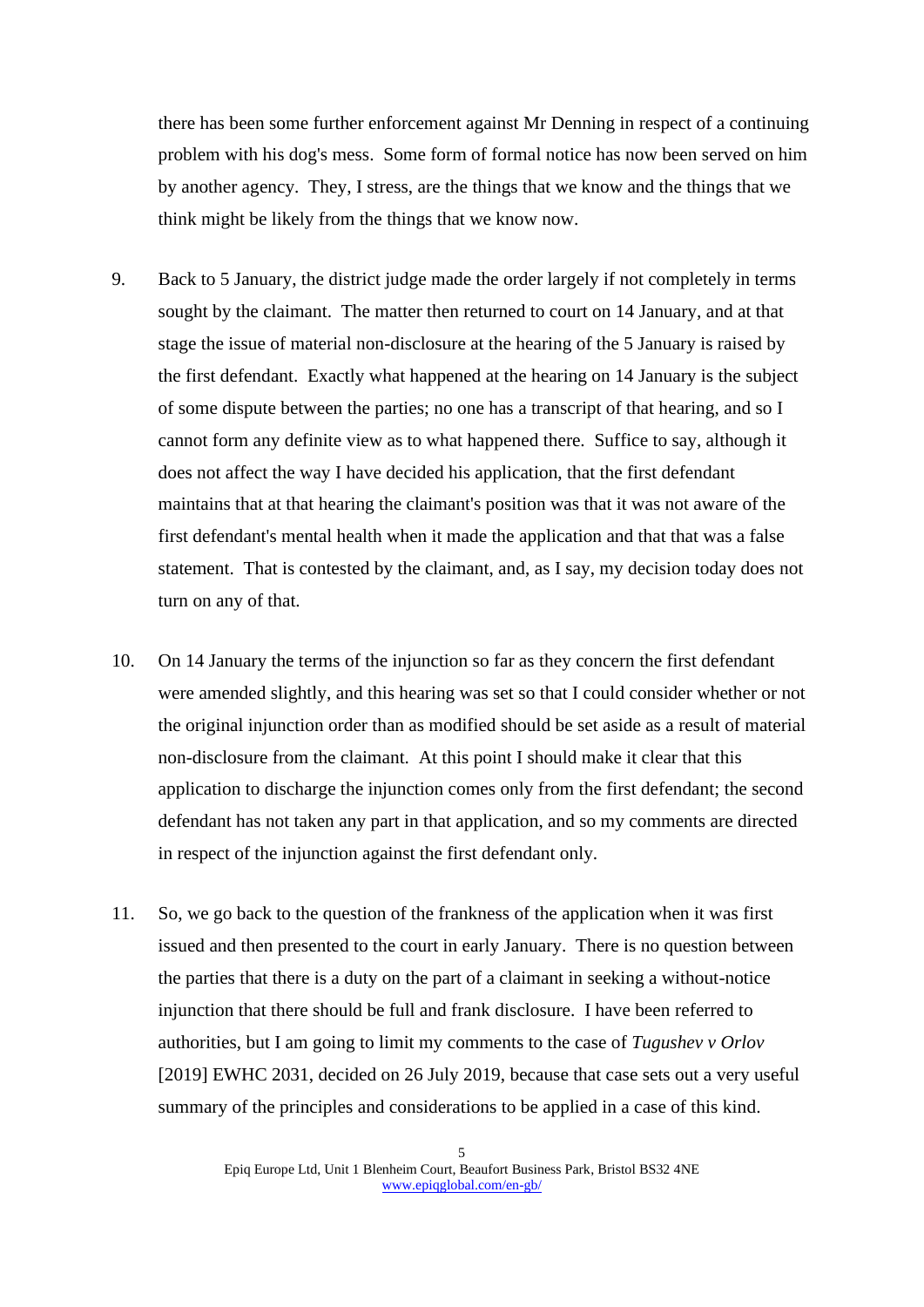there has been some further enforcement against Mr Denning in respect of a continuing problem with his dog's mess. Some form of formal notice has now been served on him by another agency. They, I stress, are the things that we know and the things that we think might be likely from the things that we know now.

9. Back to 5 January, the district judge made the order largely if not completely in terms sought by the claimant. The matter then returned to court on 14 January, and at that stage the issue of material non-disclosure at the hearing of the 5 January is raised by the first defendant. Exactly what happened at the hearing on 14 January is the subject of some dispute between the parties; no one has a transcript of that hearing, and so I cannot form any definite view as to what happened there. Suffice to say, although it does not affect the way I have decided his application, that the first defendant maintains that at that hearing the claimant's position was that it was not aware of the first defendant's mental health when it made the application and that that was a false statement. That is contested by the claimant, and, as I say, my decision today does not turn on any of that.

10. On 14 January the terms of the injunction so far as they concern the first defendant were amended slightly, and this hearing was set so that I could consider whether or not the original injunction order than as modified should be set aside as a result of material non-disclosure from the claimant. At this point I should make it clear that this application to discharge the injunction comes only from the first defendant; the second defendant has not taken any part in that application, and so my comments are directed in respect of the injunction against the first defendant only.

11. So, we go back to the question of the frankness of the application when it was first issued and then presented to the court in early January. There is no question between the parties that there is a duty on the part of a claimant in seeking a without-notice injunction that there should be full and frank disclosure. I have been referred to authorities, but I am going to limit my comments to the case of *Tugushev v Orlov* [2019] EWHC 2031, decided on 26 July 2019, because that case sets out a very useful summary of the principles and considerations to be applied in a case of this kind.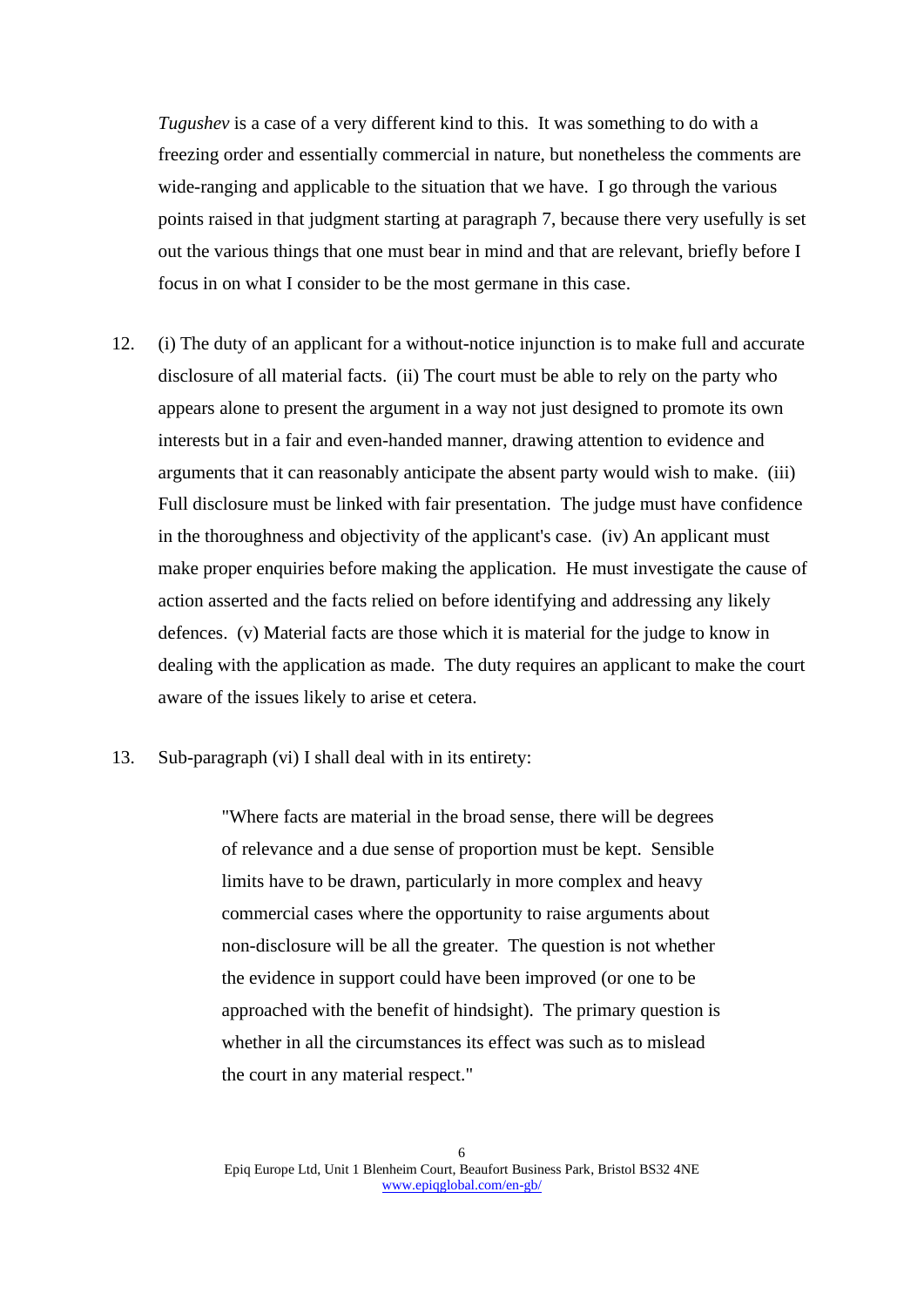*Tugushev* is a case of a very different kind to this. It was something to do with a freezing order and essentially commercial in nature, but nonetheless the comments are wide-ranging and applicable to the situation that we have. I go through the various points raised in that judgment starting at paragraph 7, because there very usefully is set out the various things that one must bear in mind and that are relevant, briefly before I focus in on what I consider to be the most germane in this case.

12. (i) The duty of an applicant for a without-notice injunction is to make full and accurate disclosure of all material facts. (ii) The court must be able to rely on the party who appears alone to present the argument in a way not just designed to promote its own interests but in a fair and even-handed manner, drawing attention to evidence and arguments that it can reasonably anticipate the absent party would wish to make. (iii) Full disclosure must be linked with fair presentation. The judge must have confidence in the thoroughness and objectivity of the applicant's case. (iv) An applicant must make proper enquiries before making the application. He must investigate the cause of action asserted and the facts relied on before identifying and addressing any likely defences. (v) Material facts are those which it is material for the judge to know in dealing with the application as made. The duty requires an applicant to make the court aware of the issues likely to arise et cetera.

13. Sub-paragraph (vi) I shall deal with in its entirety:

> "Where facts are material in the broad sense, there will be degrees of relevance and a due sense of proportion must be kept. Sensible limits have to be drawn, particularly in more complex and heavy commercial cases where the opportunity to raise arguments about non-disclosure will be all the greater. The question is not whether the evidence in support could have been improved (or one to be approached with the benefit of hindsight). The primary question is whether in all the circumstances its effect was such as to mislead the court in any material respect."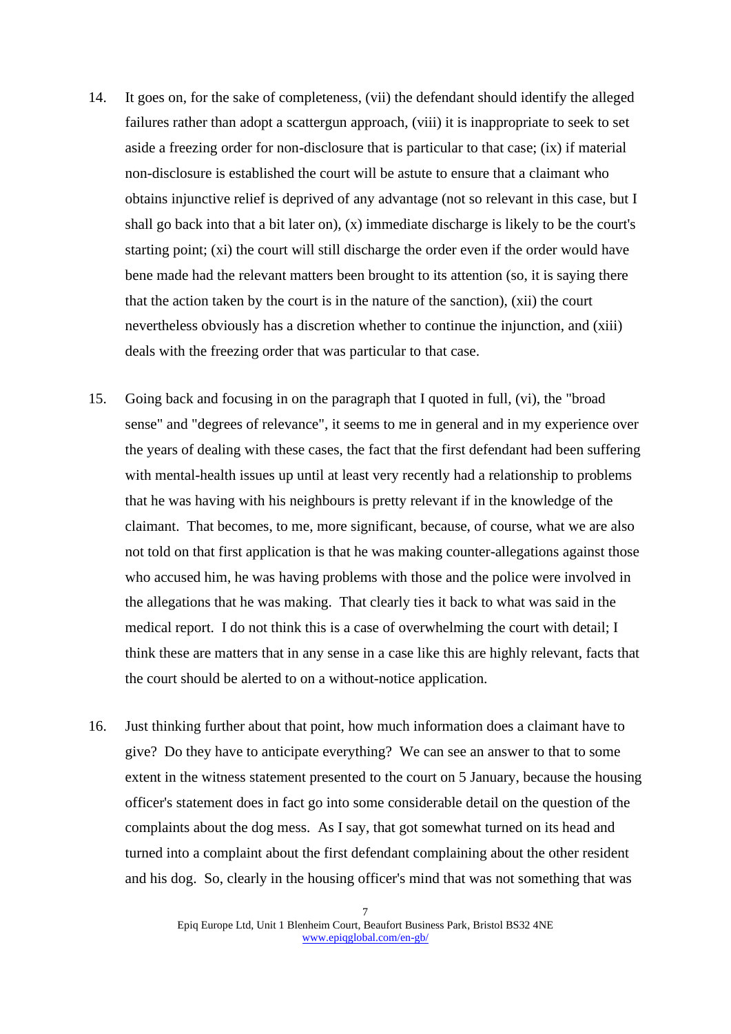14. It goes on, for the sake of completeness, (vii) the defendant should identify the alleged failures rather than adopt a scattergun approach, (viii) it is inappropriate to seek to set aside a freezing order for non-disclosure that is particular to that case; (ix) if material non-disclosure is established the court will be astute to ensure that a claimant who obtains injunctive relief is deprived of any advantage (not so relevant in this case, but I shall go back into that a bit later on), (x) immediate discharge is likely to be the court's starting point; (xi) the court will still discharge the order even if the order would have bene made had the relevant matters been brought to its attention (so, it is saying there that the action taken by the court is in the nature of the sanction), (xii) the court nevertheless obviously has a discretion whether to continue the injunction, and (xiii) deals with the freezing order that was particular to that case.

15. Going back and focusing in on the paragraph that I quoted in full, (vi), the "broad sense" and "degrees of relevance", it seems to me in general and in my experience over the years of dealing with these cases, the fact that the first defendant had been suffering with mental-health issues up until at least very recently had a relationship to problems that he was having with his neighbours is pretty relevant if in the knowledge of the claimant. That becomes, to me, more significant, because, of course, what we are also not told on that first application is that he was making counter-allegations against those who accused him, he was having problems with those and the police were involved in the allegations that he was making. That clearly ties it back to what was said in the medical report. I do not think this is a case of overwhelming the court with detail; I think these are matters that in any sense in a case like this are highly relevant, facts that the court should be alerted to on a without-notice application.

16. Just thinking further about that point, how much information does a claimant have to give? Do they have to anticipate everything? We can see an answer to that to some extent in the witness statement presented to the court on 5 January, because the housing officer's statement does in fact go into some considerable detail on the question of the complaints about the dog mess. As I say, that got somewhat turned on its head and turned into a complaint about the first defendant complaining about the other resident and his dog. So, clearly in the housing officer's mind that was not something that was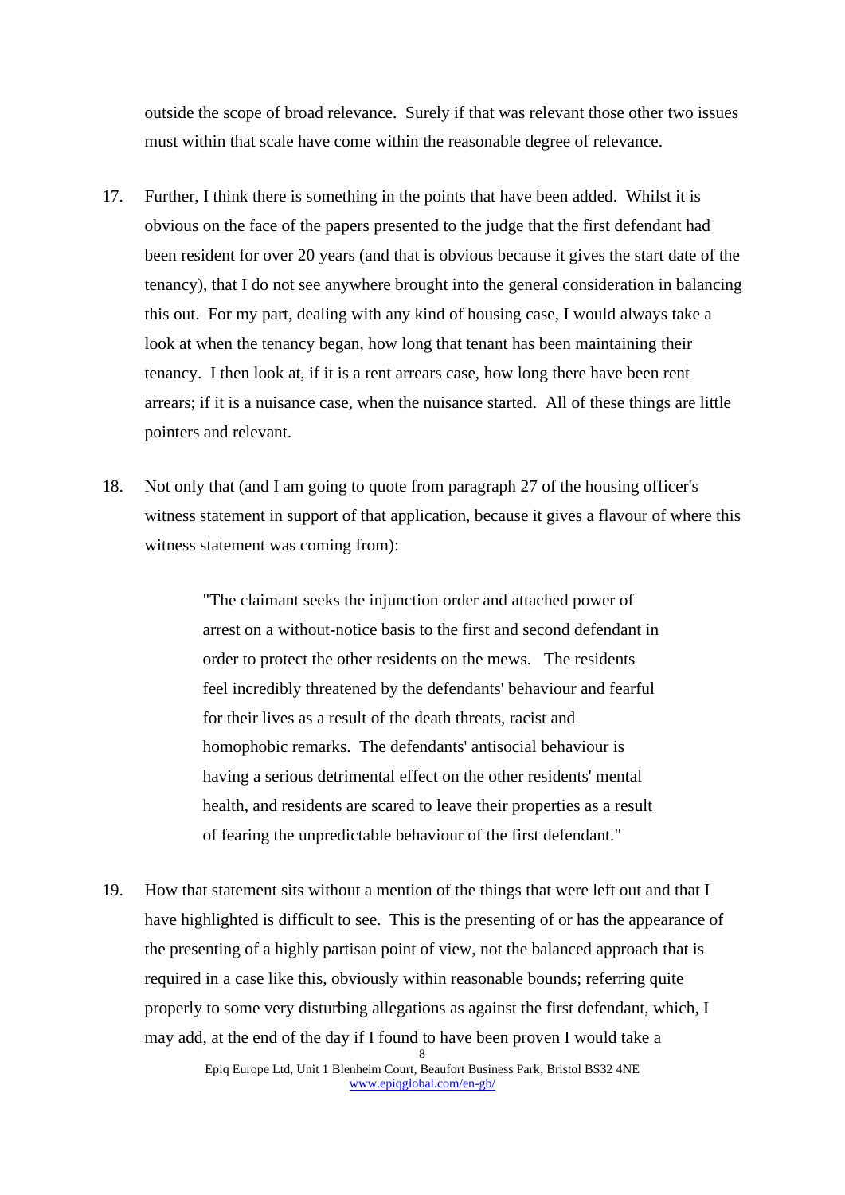outside the scope of broad relevance. Surely if that was relevant those other two issues must within that scale have come within the reasonable degree of relevance.

17. Further, I think there is something in the points that have been added. Whilst it is obvious on the face of the papers presented to the judge that the first defendant had been resident for over 20 years (and that is obvious because it gives the start date of the tenancy), that I do not see anywhere brought into the general consideration in balancing this out. For my part, dealing with any kind of housing case, I would always take a look at when the tenancy began, how long that tenant has been maintaining their tenancy. I then look at, if it is a rent arrears case, how long there have been rent arrears; if it is a nuisance case, when the nuisance started. All of these things are little pointers and relevant.

18. Not only that (and I am going to quote from paragraph 27 of the housing officer's witness statement in support of that application, because it gives a flavour of where this witness statement was coming from):

> "The claimant seeks the injunction order and attached power of arrest on a without-notice basis to the first and second defendant in order to protect the other residents on the mews. The residents feel incredibly threatened by the defendants' behaviour and fearful for their lives as a result of the death threats, racist and homophobic remarks. The defendants' antisocial behaviour is having a serious detrimental effect on the other residents' mental health, and residents are scared to leave their properties as a result of fearing the unpredictable behaviour of the first defendant."

19. How that statement sits without a mention of the things that were left out and that I have highlighted is difficult to see. This is the presenting of or has the appearance of the presenting of a highly partisan point of view, not the balanced approach that is required in a case like this, obviously within reasonable bounds; referring quite properly to some very disturbing allegations as against the first defendant, which, I may add, at the end of the day if I found to have been proven I would take a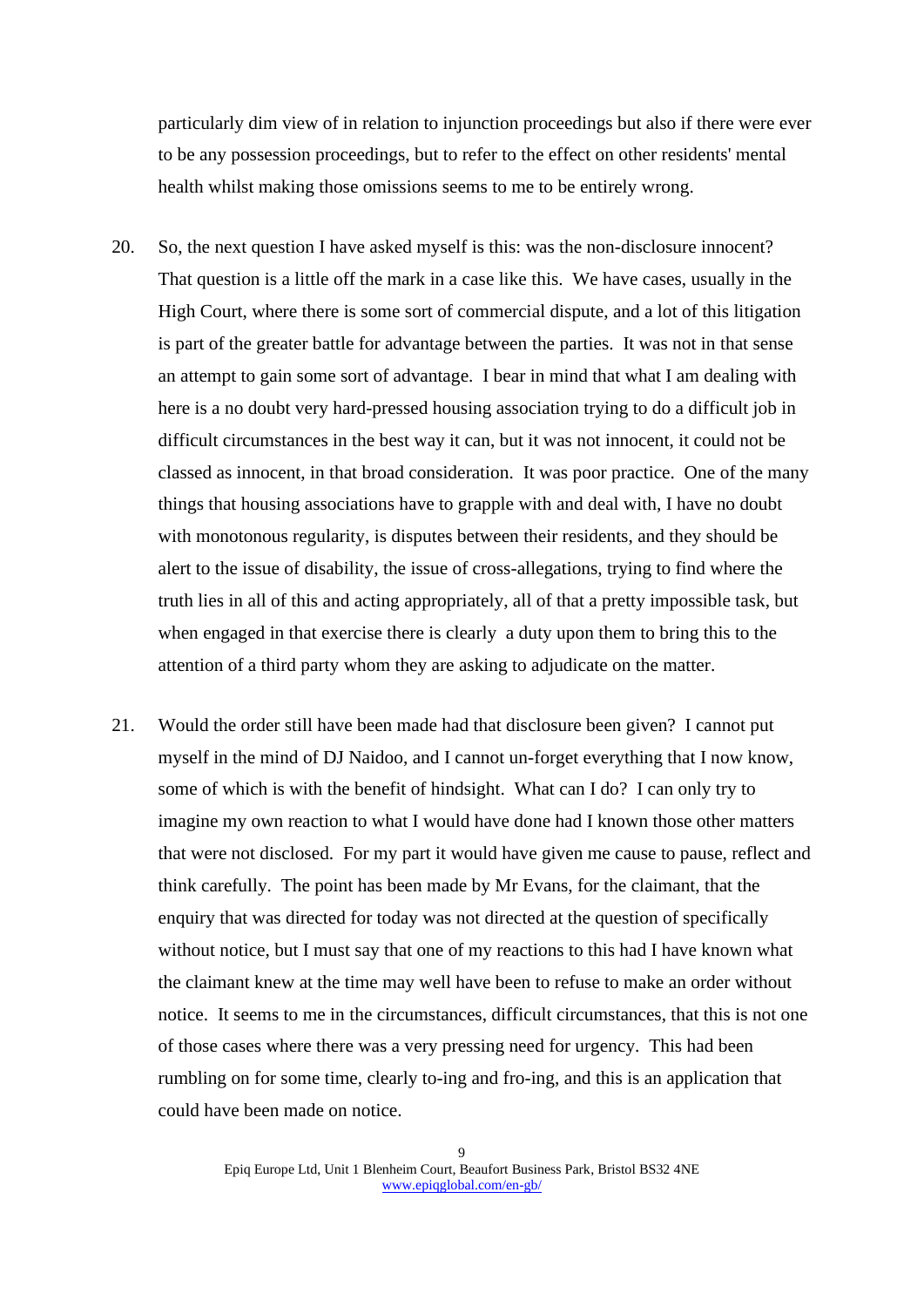particularly dim view of in relation to injunction proceedings but also if there were ever to be any possession proceedings, but to refer to the effect on other residents' mental health whilst making those omissions seems to me to be entirely wrong.

20. So, the next question I have asked myself is this: was the non-disclosure innocent? That question is a little off the mark in a case like this. We have cases, usually in the High Court, where there is some sort of commercial dispute, and a lot of this litigation is part of the greater battle for advantage between the parties. It was not in that sense an attempt to gain some sort of advantage. I bear in mind that what I am dealing with here is a no doubt very hard-pressed housing association trying to do a difficult job in difficult circumstances in the best way it can, but it was not innocent, it could not be classed as innocent, in that broad consideration. It was poor practice. One of the many things that housing associations have to grapple with and deal with, I have no doubt with monotonous regularity, is disputes between their residents, and they should be alert to the issue of disability, the issue of cross-allegations, trying to find where the truth lies in all of this and acting appropriately, all of that a pretty impossible task, but when engaged in that exercise there is clearly a duty upon them to bring this to the attention of a third party whom they are asking to adjudicate on the matter.

21. Would the order still have been made had that disclosure been given? I cannot put myself in the mind of DJ Naidoo, and I cannot un-forget everything that I now know, some of which is with the benefit of hindsight. What can I do? I can only try to imagine my own reaction to what I would have done had I known those other matters that were not disclosed. For my part it would have given me cause to pause, reflect and think carefully. The point has been made by Mr Evans, for the claimant, that the enquiry that was directed for today was not directed at the question of specifically without notice, but I must say that one of my reactions to this had I have known what the claimant knew at the time may well have been to refuse to make an order without notice. It seems to me in the circumstances, difficult circumstances, that this is not one of those cases where there was a very pressing need for urgency. This had been rumbling on for some time, clearly to-ing and fro-ing, and this is an application that could have been made on notice.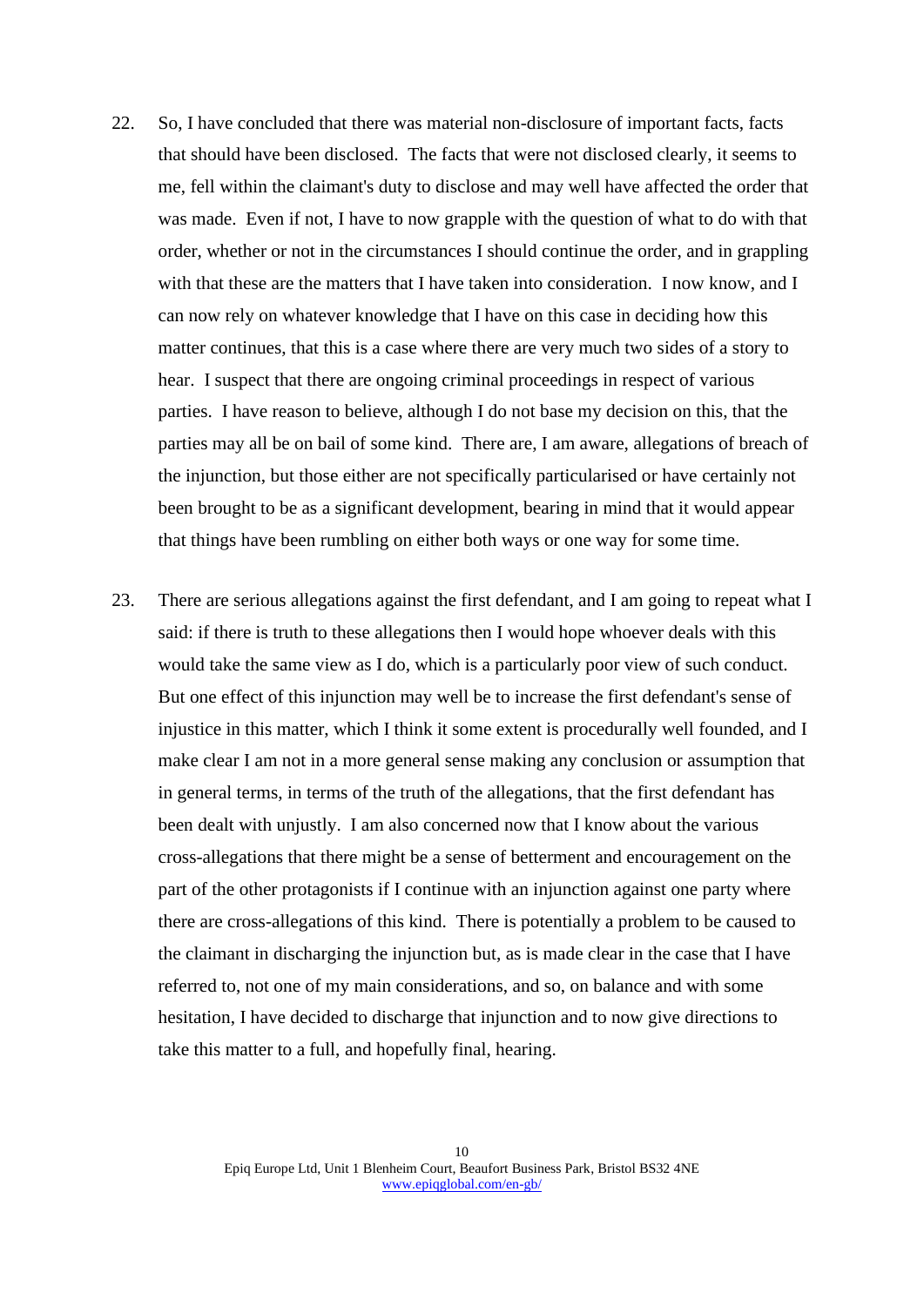22. So, I have concluded that there was material non-disclosure of important facts, facts that should have been disclosed. The facts that were not disclosed clearly, it seems to me, fell within the claimant's duty to disclose and may well have affected the order that was made. Even if not, I have to now grapple with the question of what to do with that order, whether or not in the circumstances I should continue the order, and in grappling with that these are the matters that I have taken into consideration. I now know, and I can now rely on whatever knowledge that I have on this case in deciding how this matter continues, that this is a case where there are very much two sides of a story to hear. I suspect that there are ongoing criminal proceedings in respect of various parties. I have reason to believe, although I do not base my decision on this, that the parties may all be on bail of some kind. There are, I am aware, allegations of breach of the injunction, but those either are not specifically particularised or have certainly not been brought to be as a significant development, bearing in mind that it would appear that things have been rumbling on either both ways or one way for some time.

23. There are serious allegations against the first defendant, and I am going to repeat what I said: if there is truth to these allegations then I would hope whoever deals with this would take the same view as I do, which is a particularly poor view of such conduct. But one effect of this injunction may well be to increase the first defendant's sense of injustice in this matter, which I think it some extent is procedurally well founded, and I make clear I am not in a more general sense making any conclusion or assumption that in general terms, in terms of the truth of the allegations, that the first defendant has been dealt with unjustly. I am also concerned now that I know about the various cross-allegations that there might be a sense of betterment and encouragement on the part of the other protagonists if I continue with an injunction against one party where there are cross-allegations of this kind. There is potentially a problem to be caused to the claimant in discharging the injunction but, as is made clear in the case that I have referred to, not one of my main considerations, and so, on balance and with some hesitation, I have decided to discharge that injunction and to now give directions to take this matter to a full, and hopefully final, hearing.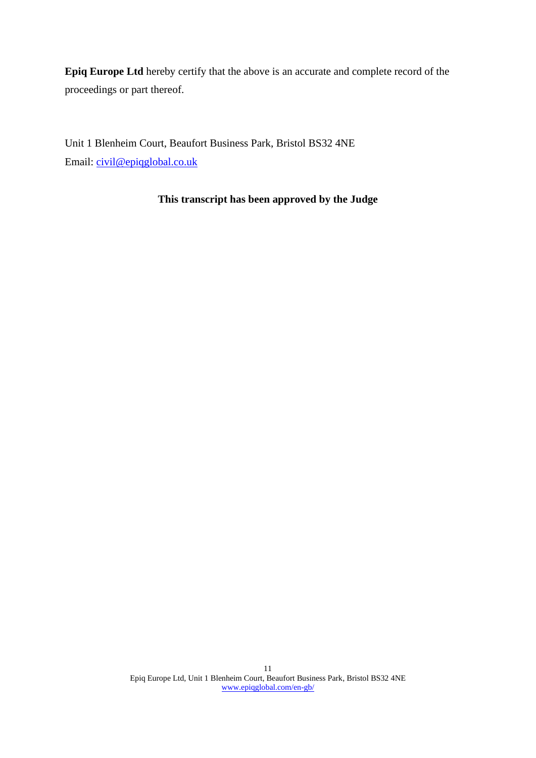**Epiq Europe Ltd** hereby certify that the above is an accurate and complete record of the proceedings or part thereof.

Unit 1 Blenheim Court, Beaufort Business Park, Bristol BS32 4NE
Email: civil@epiqglobal.co.uk

**This transcript has been approved by the Judge**